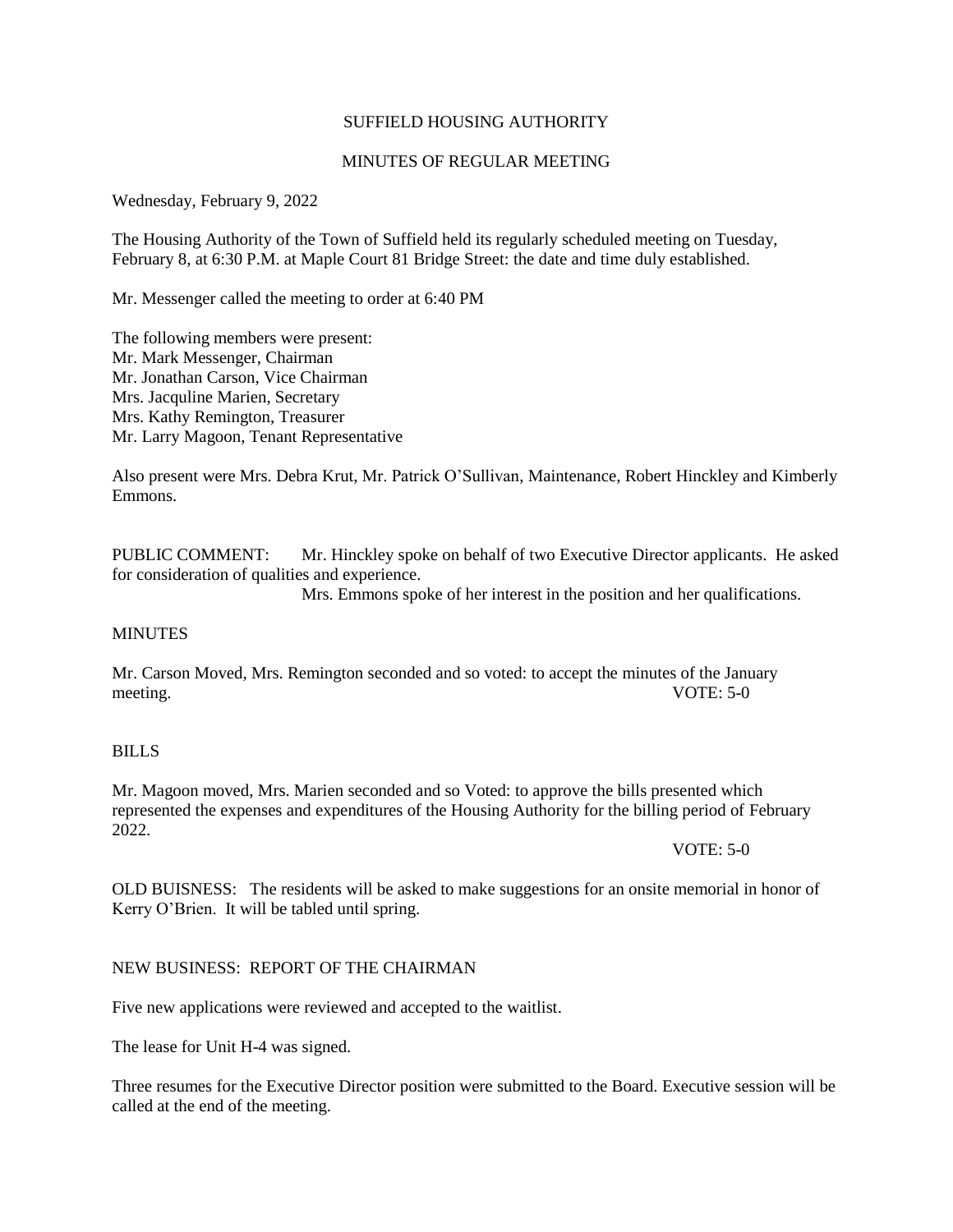# SUFFIELD HOUSING AUTHORITY

## MINUTES OF REGULAR MEETING

Wednesday, February 9, 2022

The Housing Authority of the Town of Suffield held its regularly scheduled meeting on Tuesday, February 8, at 6:30 P.M. at Maple Court 81 Bridge Street: the date and time duly established.

Mr. Messenger called the meeting to order at 6:40 PM

The following members were present:
Mr. Mark Messenger, Chairman
Mr. Jonathan Carson, Vice Chairman
Mrs. Jacquline Marien, Secretary
Mrs. Kathy Remington, Treasurer
Mr. Larry Magoon, Tenant Representative

Also present were Mrs. Debra Krut, Mr. Patrick O'Sullivan, Maintenance, Robert Hinckley and Kimberly Emmons.

PUBLIC COMMENT: Mr. Hinckley spoke on behalf of two Executive Director applicants. He asked for consideration of qualities and experience.

Mrs. Emmons spoke of her interest in the position and her qualifications.

MINUTES

Mr. Carson Moved, Mrs. Remington seconded and so voted: to accept the minutes of the January meeting. VOTE: 5-0

BILLS

Mr. Magoon moved, Mrs. Marien seconded and so Voted: to approve the bills presented which represented the expenses and expenditures of the Housing Authority for the billing period of February 2022.

VOTE: 5-0

OLD BUISNESS: The residents will be asked to make suggestions for an onsite memorial in honor of Kerry O'Brien. It will be tabled until spring.

NEW BUSINESS: REPORT OF THE CHAIRMAN

Five new applications were reviewed and accepted to the waitlist.

The lease for Unit H-4 was signed.

Three resumes for the Executive Director position were submitted to the Board. Executive session will be called at the end of the meeting.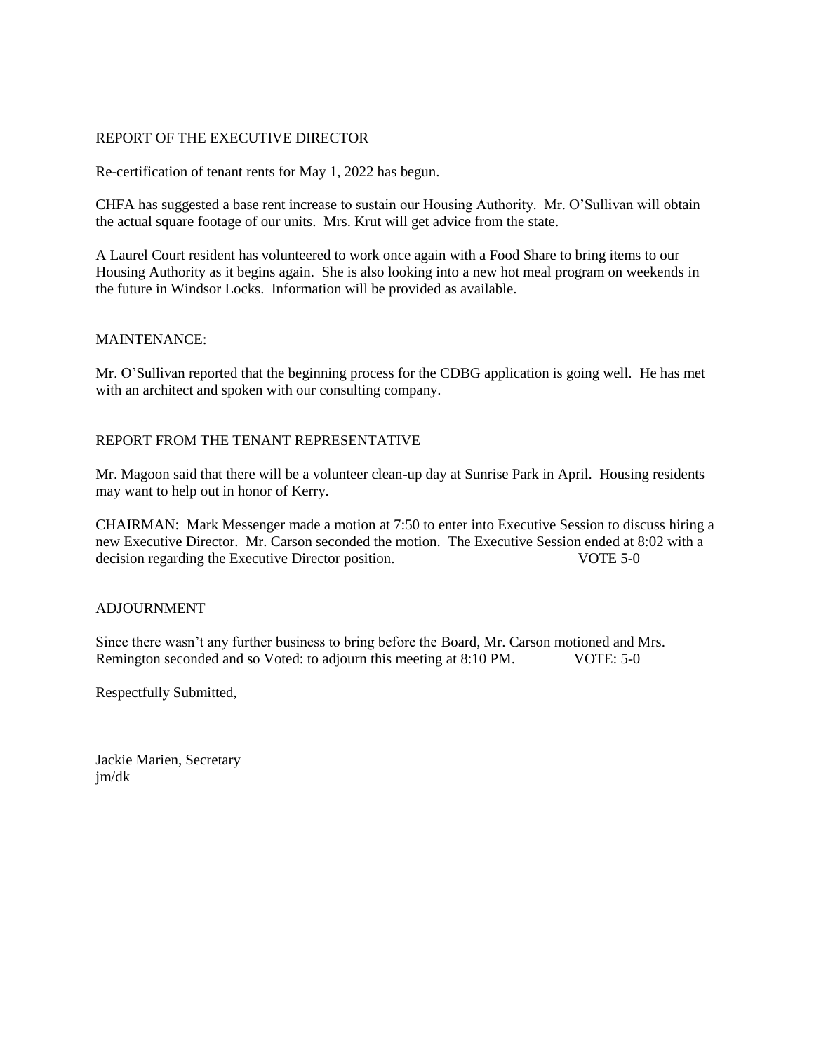## REPORT OF THE EXECUTIVE DIRECTOR

Re-certification of tenant rents for May 1, 2022 has begun.

CHFA has suggested a base rent increase to sustain our Housing Authority. Mr. O'Sullivan will obtain the actual square footage of our units. Mrs. Krut will get advice from the state.

A Laurel Court resident has volunteered to work once again with a Food Share to bring items to our Housing Authority as it begins again. She is also looking into a new hot meal program on weekends in the future in Windsor Locks. Information will be provided as available.

## MAINTENANCE:

Mr. O'Sullivan reported that the beginning process for the CDBG application is going well. He has met with an architect and spoken with our consulting company.

## REPORT FROM THE TENANT REPRESENTATIVE

Mr. Magoon said that there will be a volunteer clean-up day at Sunrise Park in April. Housing residents may want to help out in honor of Kerry.

CHAIRMAN: Mark Messenger made a motion at 7:50 to enter into Executive Session to discuss hiring a new Executive Director. Mr. Carson seconded the motion. The Executive Session ended at 8:02 with a decision regarding the Executive Director position. VOTE 5-0

## ADJOURNMENT

Since there wasn't any further business to bring before the Board, Mr. Carson motioned and Mrs. Remington seconded and so Voted: to adjourn this meeting at 8:10 PM. VOTE: 5-0

Respectfully Submitted,

Jackie Marien, Secretary
jm/dk